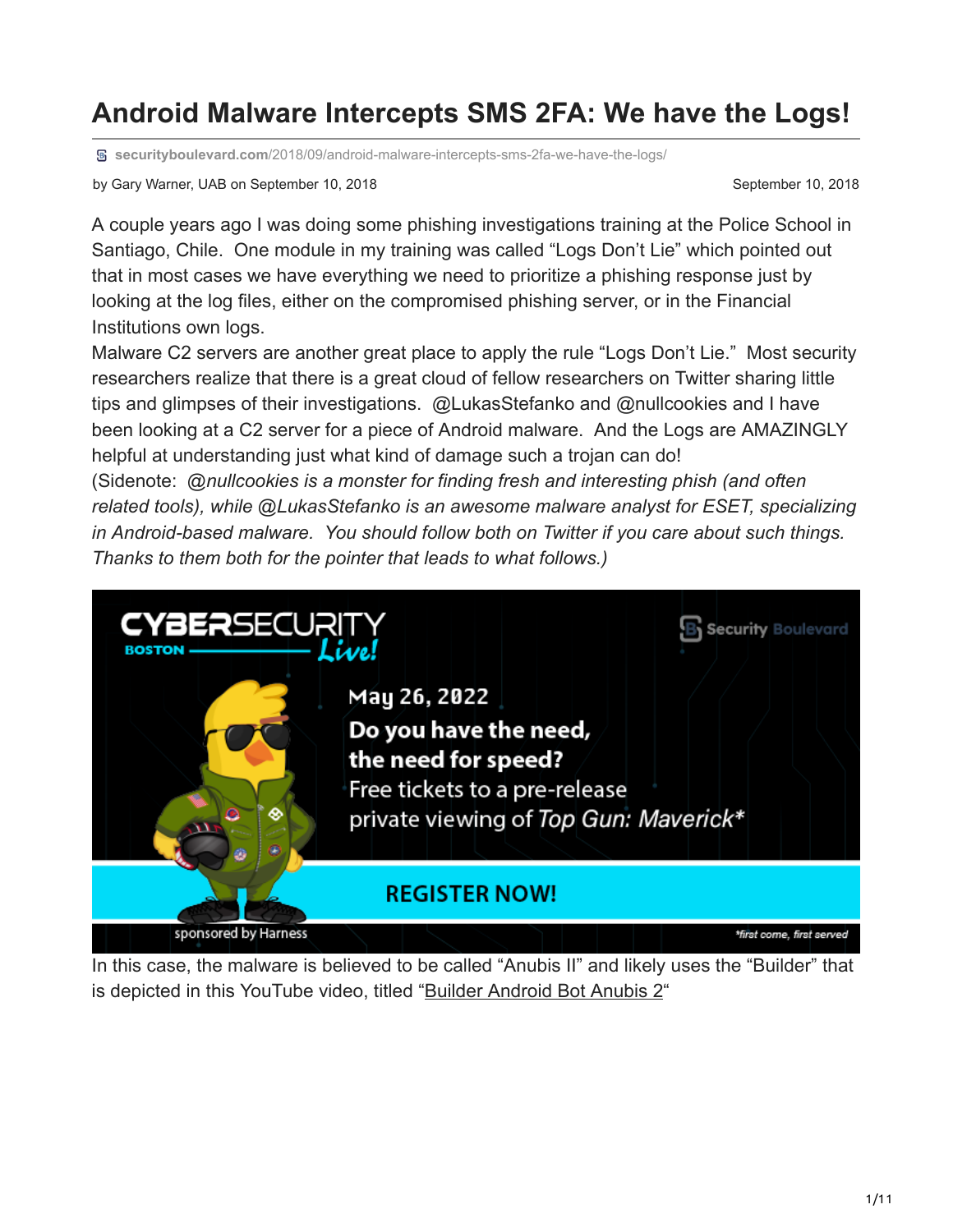# Android Malware Intercepts SMS 2FA: We have the Logs!

securityboulevard.com/2018/09/android-malware-intercepts-sms-2fa-we-have-the-logs/

by Gary Warner, UAB on September 10, 2018

September 10, 2018

A couple years ago I was doing some phishing investigations training at the Police School in Santiago, Chile. One module in my training was called "Logs Don't Lie" which pointed out that in most cases we have everything we need to prioritize a phishing response just by looking at the log files, either on the compromised phishing server, or in the Financial Institutions own logs.

Malware C2 servers are another great place to apply the rule "Logs Don't Lie." Most security researchers realize that there is a great cloud of fellow researchers on Twitter sharing little tips and glimpses of their investigations. @LukasStefanko and @nullcookies and I have been looking at a C2 server for a piece of Android malware. And the Logs are AMAZINGLY helpful at understanding just what kind of damage such a trojan can do!

(Sidenote: *@nullcookies is a monster for finding fresh and interesting phish (and often related tools), while @LukasStefanko is an awesome malware analyst for ESET, specializing in Android-based malware. You should follow both on Twitter if you care about such things. Thanks to them both for the pointer that leads to what follows.)*

CYBERSECURITY Live! BOSTON

Security Boulevard

May 26, 2022

**Do you have the need, the need for speed?**

Free tickets to a pre-release private viewing of *Top Gun: Maverick**

**REGISTER NOW!**

sponsored by Harness

*first come, first served

In this case, the malware is believed to be called "Anubis II" and likely uses the "Builder" that is depicted in this YouTube video, titled "Builder Android Bot Anubis 2"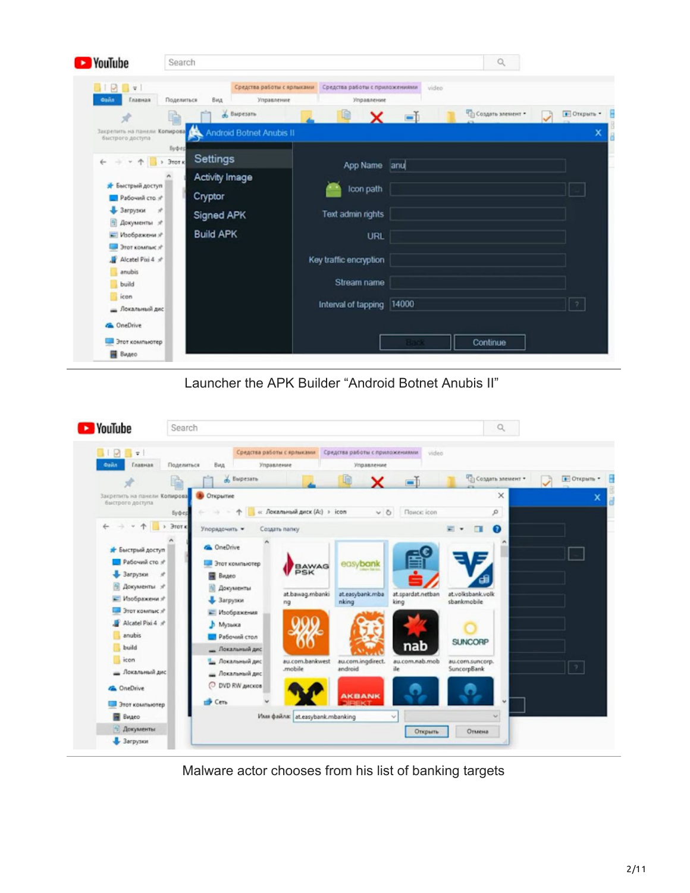Launcher the APK Builder “Android Botnet Anubis II”

Malware actor chooses from his list of banking targets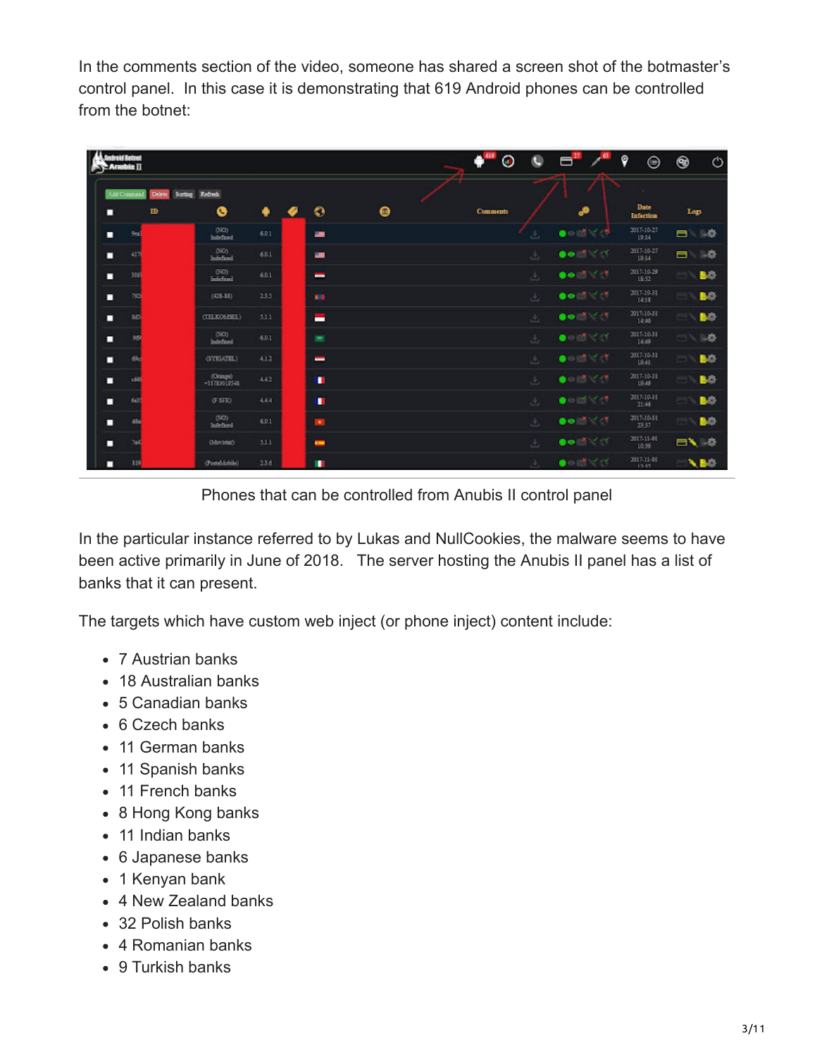In the comments section of the video, someone has shared a screen shot of the botmaster's control panel. In this case it is demonstrating that 619 Android phones can be controlled from the botnet:

Phones that can be controlled from Anubis II control panel

In the particular instance referred to by Lukas and NullCookies, the malware seems to have been active primarily in June of 2018. The server hosting the Anubis II panel has a list of banks that it can present.

The targets which have custom web inject (or phone inject) content include:

- 7 Austrian banks
- 18 Australian banks
- 5 Canadian banks
- 6 Czech banks
- 11 German banks
- 11 Spanish banks
- 11 French banks
- 8 Hong Kong banks
- 11 Indian banks
- 6 Japanese banks
- 1 Kenyan bank
- 4 New Zealand banks
- 32 Polish banks
- 4 Romanian banks
- 9 Turkish banks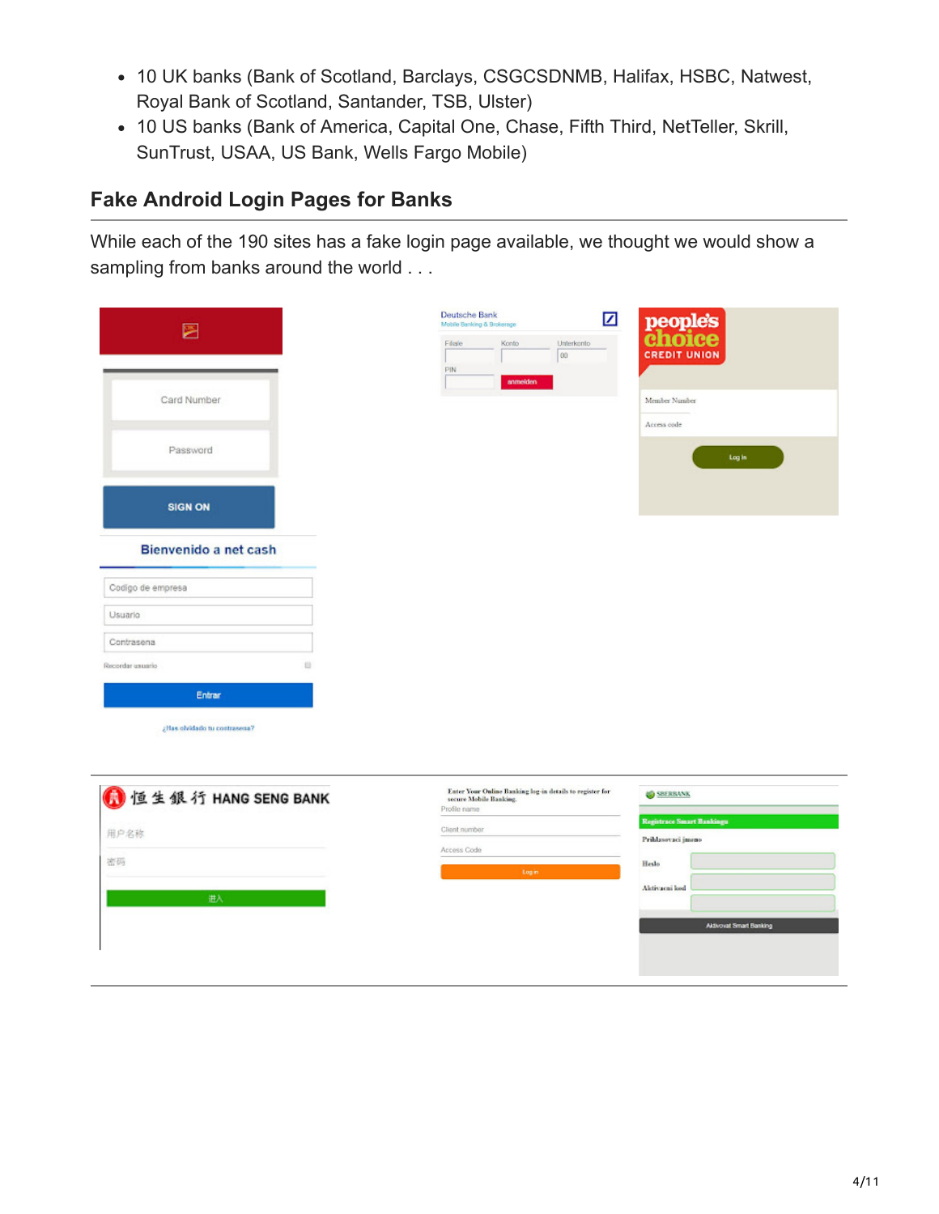- 10 UK banks (Bank of Scotland, Barclays, CSGCSDNMB, Halifax, HSBC, Natwest, Royal Bank of Scotland, Santander, TSB, Ulster)
- 10 US banks (Bank of America, Capital One, Chase, Fifth Third, NetTeller, Skrill, SunTrust, USAA, US Bank, Wells Fargo Mobile)

## Fake Android Login Pages for Banks

While each of the 190 sites has a fake login page available, we thought we would show a sampling from banks around the world . . .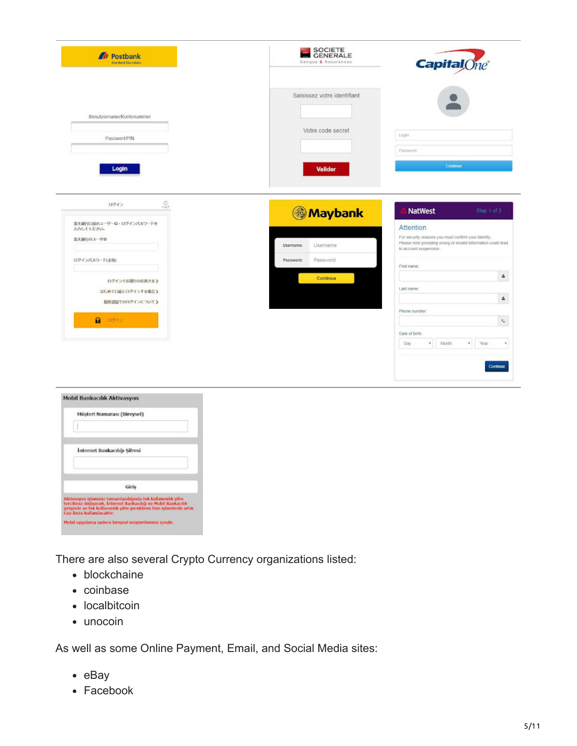There are also several Crypto Currency organizations listed:

- blockchaine
- coinbase
- localbitcoin
- unocoin

As well as some Online Payment, Email, and Social Media sites:

- eBay
- Facebook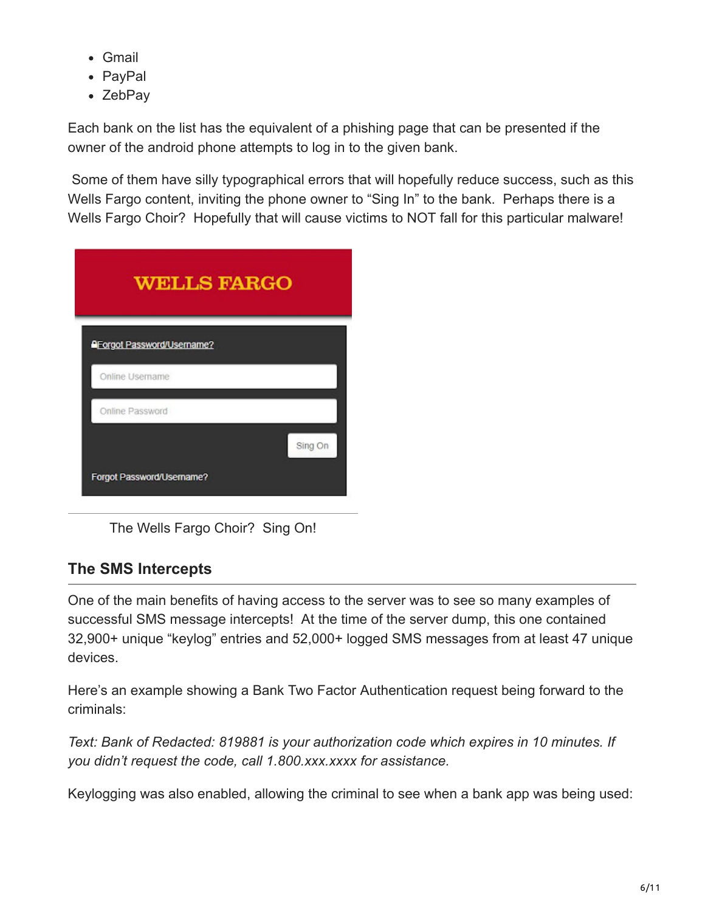- Gmail
- PayPal
- ZebPay

Each bank on the list has the equivalent of a phishing page that can be presented if the owner of the android phone attempts to log in to the given bank.

Some of them have silly typographical errors that will hopefully reduce success, such as this Wells Fargo content, inviting the phone owner to "Sing In" to the bank. Perhaps there is a Wells Fargo Choir? Hopefully that will cause victims to NOT fall for this particular malware!

The Wells Fargo Choir? Sing On!

## The SMS Intercepts

One of the main benefits of having access to the server was to see so many examples of successful SMS message intercepts! At the time of the server dump, this one contained 32,900+ unique "keylog" entries and 52,000+ logged SMS messages from at least 47 unique devices.

Here's an example showing a Bank Two Factor Authentication request being forward to the criminals:

*Text: Bank of Redacted: 819881 is your authorization code which expires in 10 minutes. If you didn't request the code, call 1.800.xxx.xxxx for assistance.*

Keylogging was also enabled, allowing the criminal to see when a bank app was being used: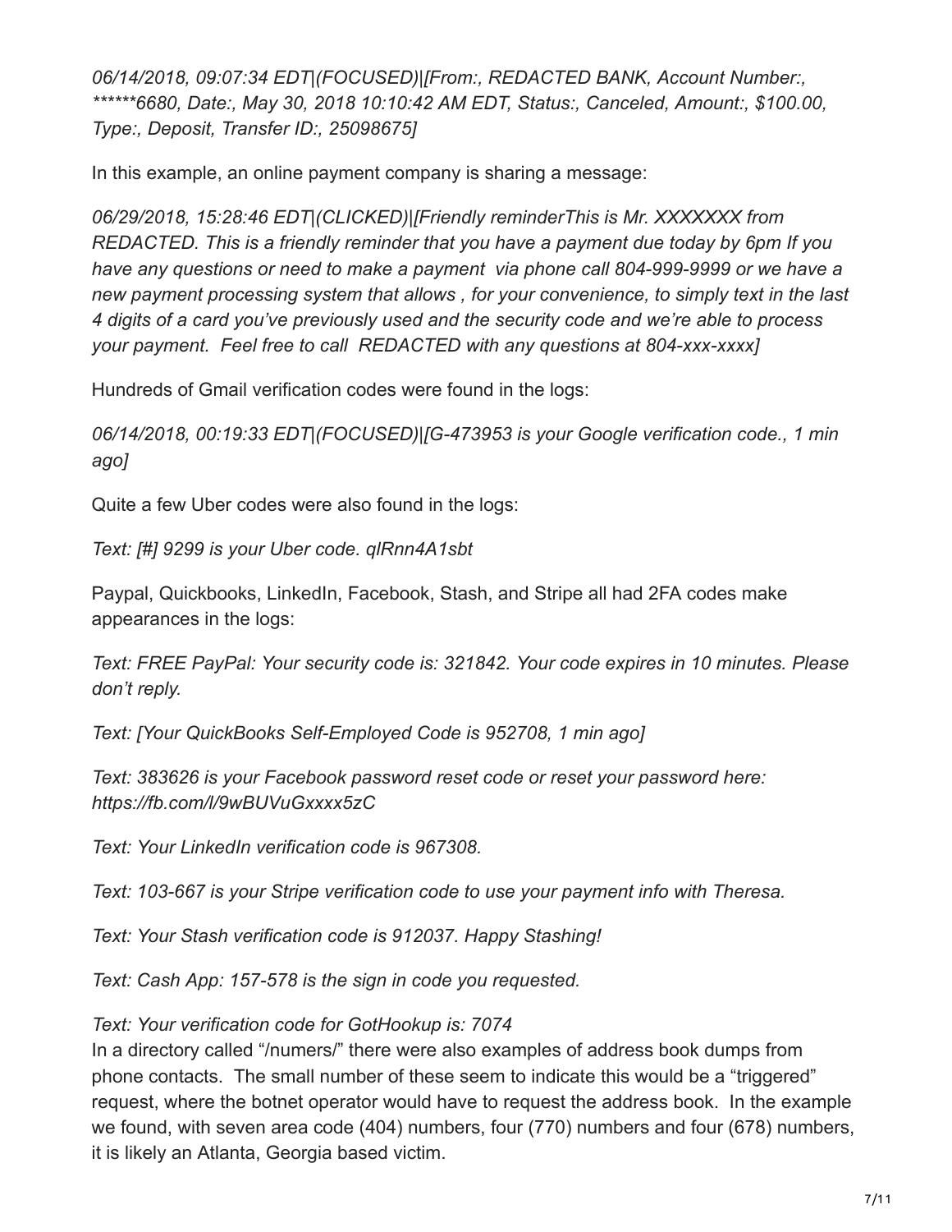*06/14/2018, 09:07:34 EDT|(FOCUSED)|[From:, REDACTED BANK, Account Number:, ******6680, Date:, May 30, 2018 10:10:42 AM EDT, Status:, Canceled, Amount:, $100.00, Type:, Deposit, Transfer ID:, 25098675]*

In this example, an online payment company is sharing a message:

*06/29/2018, 15:28:46 EDT|(CLICKED)|[Friendly reminderThis is Mr. XXXXXXX from REDACTED. This is a friendly reminder that you have a payment due today by 6pm If you have any questions or need to make a payment via phone call 804-999-9999 or we have a new payment processing system that allows , for your convenience, to simply text in the last 4 digits of a card you've previously used and the security code and we're able to process your payment. Feel free to call REDACTED with any questions at 804-xxx-xxxx]*

Hundreds of Gmail verification codes were found in the logs:

*06/14/2018, 00:19:33 EDT|(FOCUSED)|[G-473953 is your Google verification code., 1 min ago]*

Quite a few Uber codes were also found in the logs:

*Text: [#] 9299 is your Uber code. qlRnn4A1sbt*

Paypal, Quickbooks, LinkedIn, Facebook, Stash, and Stripe all had 2FA codes make appearances in the logs:

*Text: FREE PayPal: Your security code is: 321842. Your code expires in 10 minutes. Please don't reply.*

*Text: [Your QuickBooks Self-Employed Code is 952708, 1 min ago]*

*Text: 383626 is your Facebook password reset code or reset your password here: https://fb.com/l/9wBUVuGxxxx5zC*

*Text: Your LinkedIn verification code is 967308.*

*Text: 103-667 is your Stripe verification code to use your payment info with Theresa.*

*Text: Your Stash verification code is 912037. Happy Stashing!*

*Text: Cash App: 157-578 is the sign in code you requested.*

*Text: Your verification code for GotHookup is: 7074*

In a directory called "/numers/" there were also examples of address book dumps from phone contacts. The small number of these seem to indicate this would be a "triggered" request, where the botnet operator would have to request the address book. In the example we found, with seven area code (404) numbers, four (770) numbers and four (678) numbers, it is likely an Atlanta, Georgia based victim.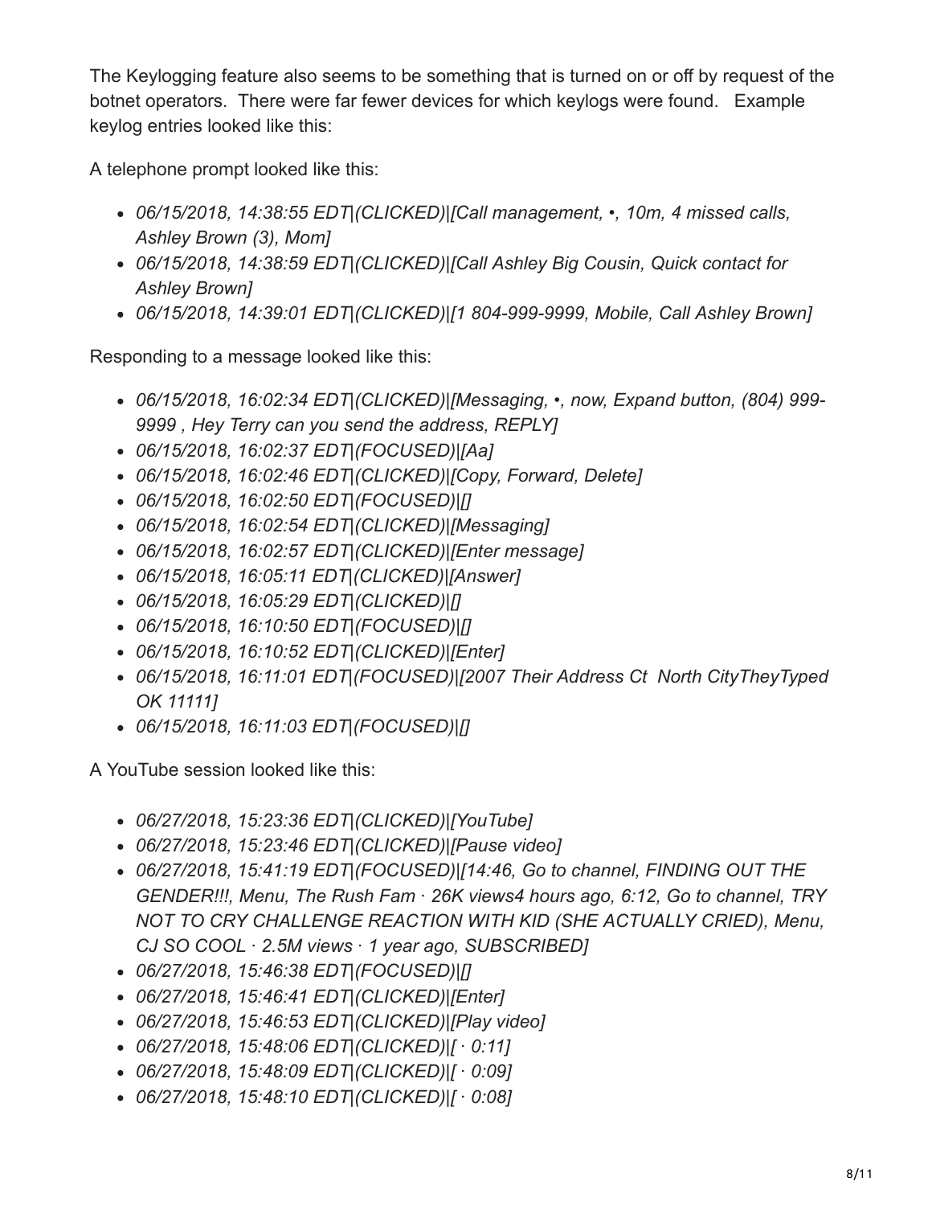The Keylogging feature also seems to be something that is turned on or off by request of the botnet operators. There were far fewer devices for which keylogs were found. Example keylog entries looked like this:

A telephone prompt looked like this:

- *06/15/2018, 14:38:55 EDT|(CLICKED)|[Call management, •, 10m, 4 missed calls, Ashley Brown (3), Mom]*
- *06/15/2018, 14:38:59 EDT|(CLICKED)|[Call Ashley Big Cousin, Quick contact for Ashley Brown]*
- *06/15/2018, 14:39:01 EDT|(CLICKED)|[1 804-999-9999, Mobile, Call Ashley Brown]*

Responding to a message looked like this:

- *06/15/2018, 16:02:34 EDT|(CLICKED)|[Messaging, •, now, Expand button, (804) 999-9999 , Hey Terry can you send the address, REPLY]*
- *06/15/2018, 16:02:37 EDT|(FOCUSED)|[Aa]*
- *06/15/2018, 16:02:46 EDT|(CLICKED)|[Copy, Forward, Delete]*
- *06/15/2018, 16:02:50 EDT|(FOCUSED)|[]*
- *06/15/2018, 16:02:54 EDT|(CLICKED)|[Messaging]*
- *06/15/2018, 16:02:57 EDT|(CLICKED)|[Enter message]*
- *06/15/2018, 16:05:11 EDT|(CLICKED)|[Answer]*
- *06/15/2018, 16:05:29 EDT|(CLICKED)|[]*
- *06/15/2018, 16:10:50 EDT|(FOCUSED)|[]*
- *06/15/2018, 16:10:52 EDT|(CLICKED)|[Enter]*
- *06/15/2018, 16:11:01 EDT|(FOCUSED)|[2007 Their Address Ct North CityTheyTyped OK 11111]*
- *06/15/2018, 16:11:03 EDT|(FOCUSED)|[]*

A YouTube session looked like this:

- *06/27/2018, 15:23:36 EDT|(CLICKED)|[YouTube]*
- *06/27/2018, 15:23:46 EDT|(CLICKED)|[Pause video]*
- *06/27/2018, 15:41:19 EDT|(FOCUSED)|[14:46, Go to channel, FINDING OUT THE GENDER!!!, Menu, The Rush Fam · 26K views4 hours ago, 6:12, Go to channel, TRY NOT TO CRY CHALLENGE REACTION WITH KID (SHE ACTUALLY CRIED), Menu, CJ SO COOL · 2.5M views · 1 year ago, SUBSCRIBED]*
- *06/27/2018, 15:46:38 EDT|(FOCUSED)|[]*
- *06/27/2018, 15:46:41 EDT|(CLICKED)|[Enter]*
- *06/27/2018, 15:46:53 EDT|(CLICKED)|[Play video]*
- *06/27/2018, 15:48:06 EDT|(CLICKED)|[ · 0:11]*
- *06/27/2018, 15:48:09 EDT|(CLICKED)|[ · 0:09]*
- *06/27/2018, 15:48:10 EDT|(CLICKED)|[ · 0:08]*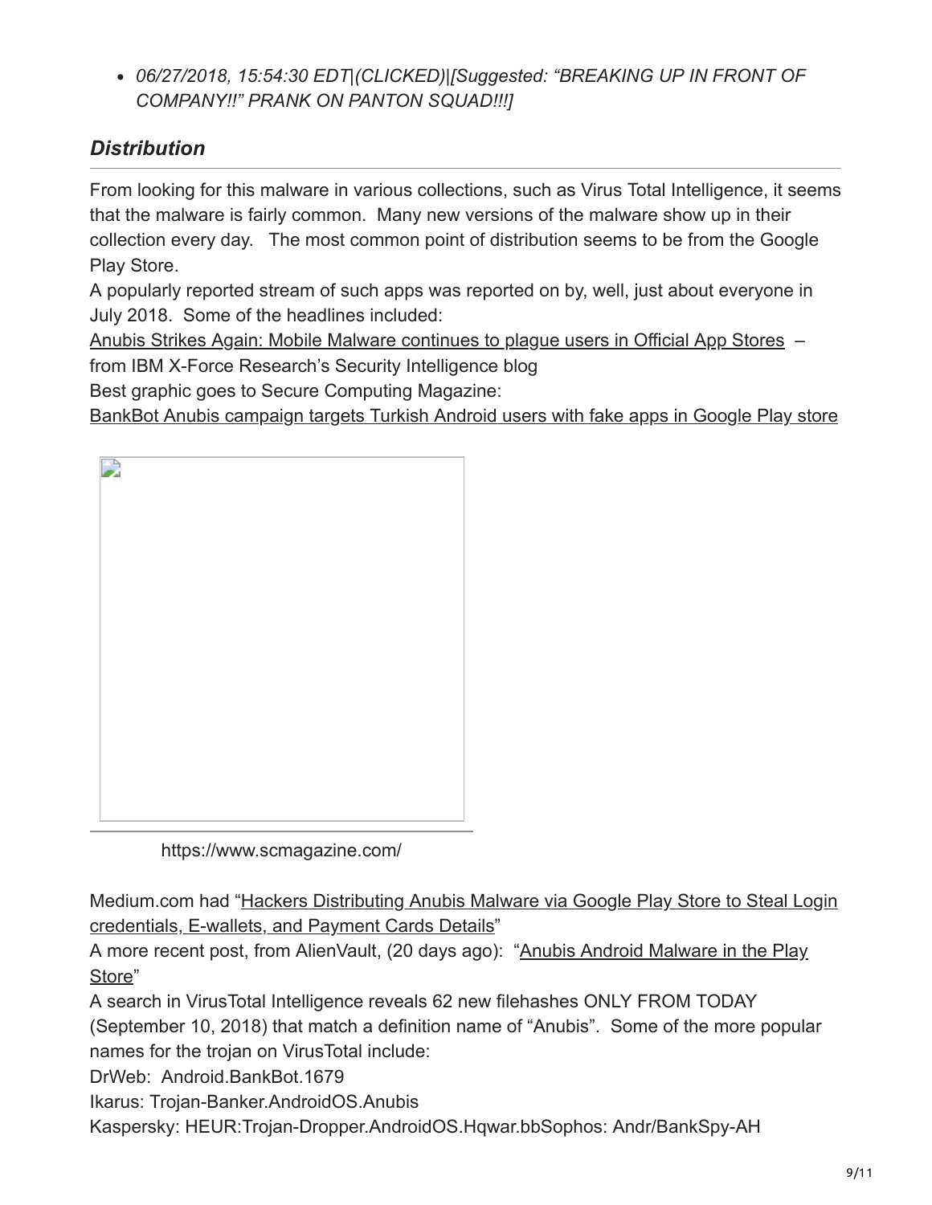- *06/27/2018, 15:54:30 EDT|(CLICKED)|[Suggested: "BREAKING UP IN FRONT OF COMPANY!!" PRANK ON PANTON SQUAD!!!]*

### *Distribution*

From looking for this malware in various collections, such as Virus Total Intelligence, it seems that the malware is fairly common. Many new versions of the malware show up in their collection every day. The most common point of distribution seems to be from the Google Play Store.

A popularly reported stream of such apps was reported on by, well, just about everyone in July 2018. Some of the headlines included:

Anubis Strikes Again: Mobile Malware continues to plague users in Official App Stores – from IBM X-Force Research's Security Intelligence blog

Best graphic goes to Secure Computing Magazine:

BankBot Anubis campaign targets Turkish Android users with fake apps in Google Play store

https://www.scmagazine.com/

Medium.com had "Hackers Distributing Anubis Malware via Google Play Store to Steal Login credentials, E-wallets, and Payment Cards Details"

A more recent post, from AlienVault, (20 days ago): "Anubis Android Malware in the Play Store"

A search in VirusTotal Intelligence reveals 62 new filehashes ONLY FROM TODAY (September 10, 2018) that match a definition name of "Anubis". Some of the more popular names for the trojan on VirusTotal include:

DrWeb: Android.BankBot.1679

Ikarus: Trojan-Banker.AndroidOS.Anubis

Kaspersky: HEUR:Trojan-Dropper.AndroidOS.Hqwar.bbSophos: Andr/BankSpy-AH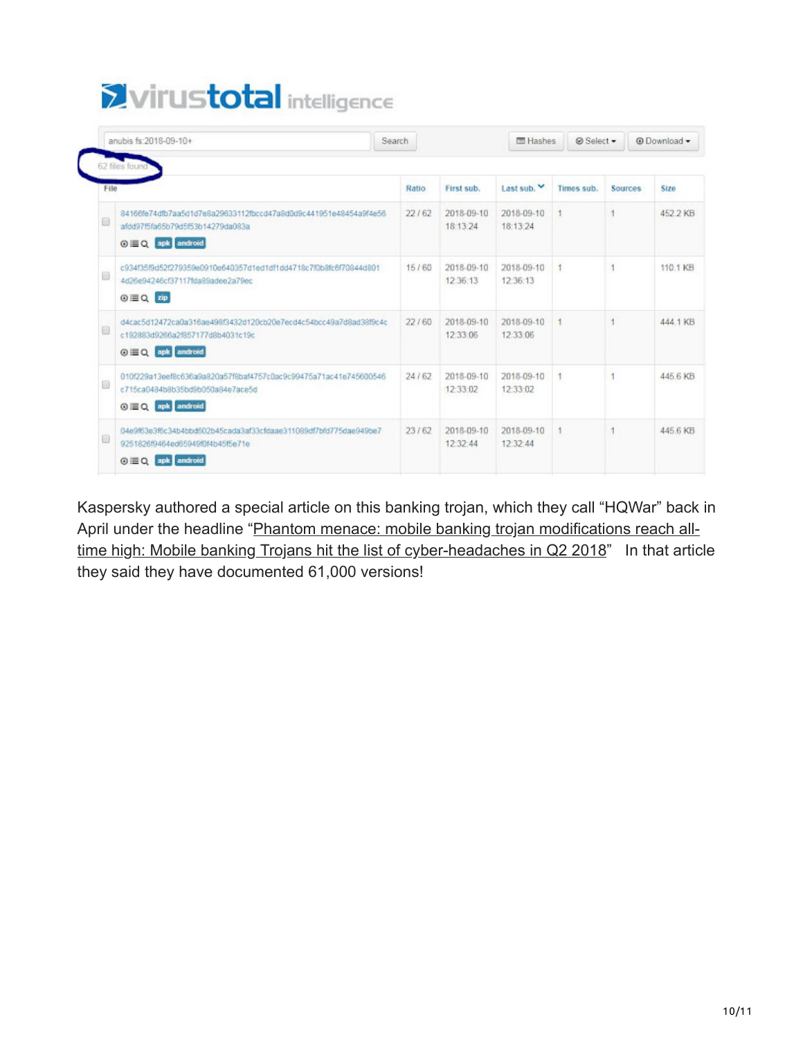virustotal intelligence

anubis fs:2018-09-10+ | Search | Hashes | Select | Download

62 files found

| File | Ratio | First sub. | Last sub. | Times sub. | Sources | Size |
|---|---|---|---|---|---|---|
| 84166fe74dfb7aa5d1d7e8a29633112fbccd47a8d0d9c441951e48454a9f4e56afdd97f5fa65b79d5f53b14279da083a apk android | 22 / 62 | 2018-09-10 18:13:24 | 2018-09-10 18:13:24 | 1 | 1 | 452.2 KB |
| c934f35f9d52f279359e0910e640357d1ed1df1dd4718c7f0b8fc6f70844d8014d26e94246cf37117fda89adee2a79ec zip | 15 / 60 | 2018-09-10 12:36:13 | 2018-09-10 12:36:13 | 1 | 1 | 110.1 KB |
| d4cac5d12472ca0a316ae498f3432d120cb20e7ecd4c54bcc49a7d8ad38f9c4cc192883d9266a2f857177d8b4031c19c apk android | 22 / 60 | 2018-09-10 12:33:06 | 2018-09-10 12:33:06 | 1 | 1 | 444.1 KB |
| 010f229a13eef8c636a9a820a57f8baf4757c0ac9c99475a71ac41e745600546c715ca0484b8b35bd9b050a84e7ace5d apk android | 24 / 62 | 2018-09-10 12:33:02 | 2018-09-10 12:33:02 | 1 | 1 | 445.6 KB |
| 04e9f63e3f6c34b4bbd602b45cada3af33cfdaae311089df7bfd775dae949be792518269464ed65949f0f4b45f5e71e apk android | 23 / 62 | 2018-09-10 12:32:44 | 2018-09-10 12:32:44 | 1 | 1 | 445.6 KB |

Kaspersky authored a special article on this banking trojan, which they call "HQWar" back in April under the headline "Phantom menace: mobile banking trojan modifications reach all-time high: Mobile banking Trojans hit the list of cyber-headaches in Q2 2018" In that article they said they have documented 61,000 versions!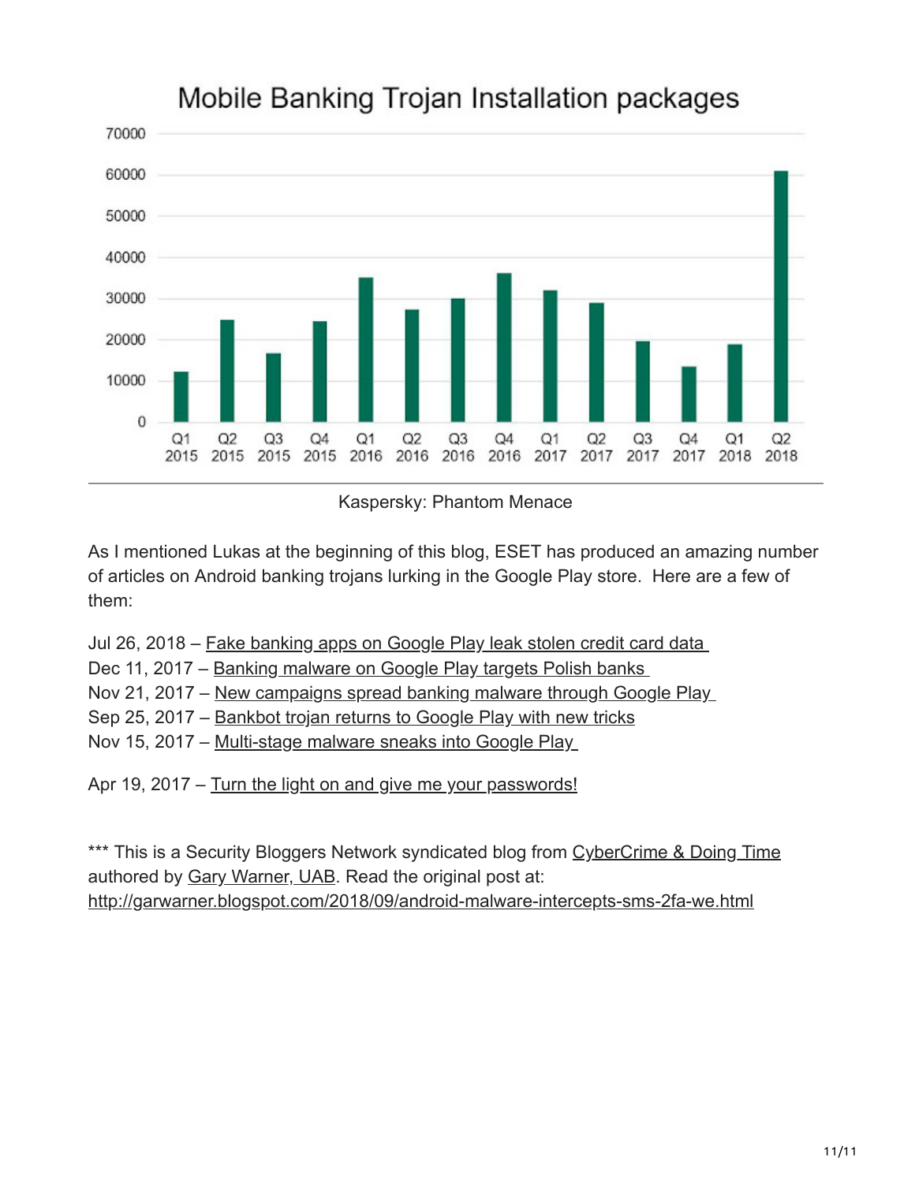Mobile Banking Trojan Installation packages

70000
60000
50000
40000
30000
20000
10000
0

Q1 2015
Q2 2015
Q3 2015
Q4 2015
Q1 2016
Q2 2016
Q3 2016
Q4 2016
Q1 2017
Q2 2017
Q3 2017
Q4 2017
Q1 2018
Q2 2018

Kaspersky: Phantom Menace

As I mentioned Lukas at the beginning of this blog, ESET has produced an amazing number of articles on Android banking trojans lurking in the Google Play store. Here are a few of them:

Jul 26, 2018 – Fake banking apps on Google Play leak stolen credit card data  
Dec 11, 2017 – Banking malware on Google Play targets Polish banks  
Nov 21, 2017 – New campaigns spread banking malware through Google Play  
Sep 25, 2017 – Bankbot trojan returns to Google Play with new tricks  
Nov 15, 2017 – Multi-stage malware sneaks into Google Play

Apr 19, 2017 – Turn the light on and give me your passwords!

*** This is a Security Bloggers Network syndicated blog from CyberCrime & Doing Time authored by Gary Warner, UAB. Read the original post at: http://garwarner.blogspot.com/2018/09/android-malware-intercepts-sms-2fa-we.html